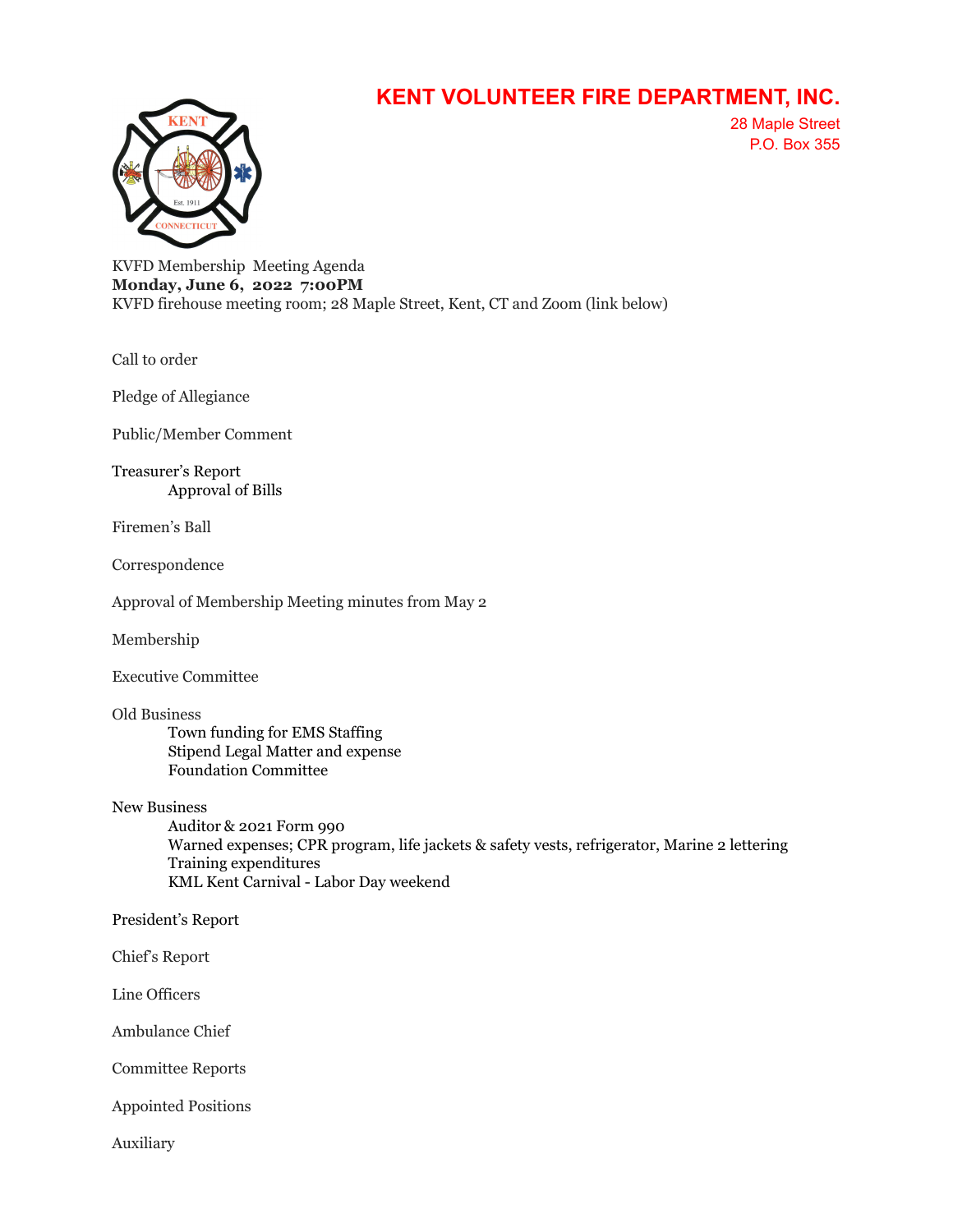# KENT VOLUNTEER FIRE DEPARTMENT, INC.

28 Maple Street
P.O. Box 355

KVFD Membership Meeting Agenda
**Monday, June 6, 2022 7:00PM**
KVFD firehouse meeting room; 28 Maple Street, Kent, CT and Zoom (link below)

Call to order

Pledge of Allegiance

Public/Member Comment

Treasurer's Report
- Approval of Bills

Firemen's Ball

Correspondence

Approval of Membership Meeting minutes from May 2

Membership

Executive Committee

Old Business
- Town funding for EMS Staffing
- Stipend Legal Matter and expense
- Foundation Committee

New Business
- Auditor & 2021 Form 990
- Warned expenses; CPR program, life jackets & safety vests, refrigerator, Marine 2 lettering
- Training expenditures
- KML Kent Carnival - Labor Day weekend

President's Report

Chief's Report

Line Officers

Ambulance Chief

Committee Reports

Appointed Positions

Auxiliary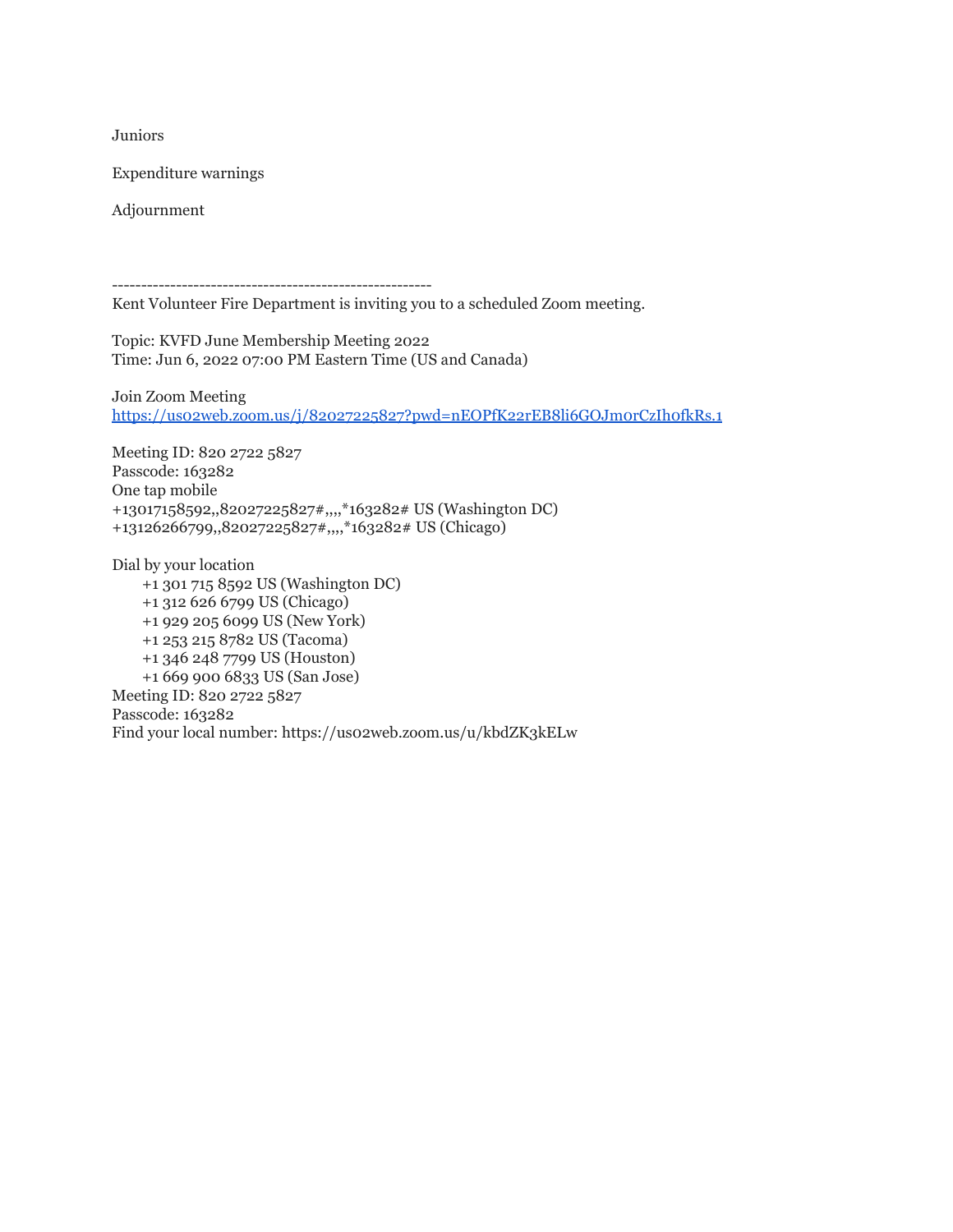Juniors

Expenditure warnings

Adjournment

------------------------------------------------------
Kent Volunteer Fire Department is inviting you to a scheduled Zoom meeting.

Topic: KVFD June Membership Meeting 2022
Time: Jun 6, 2022 07:00 PM Eastern Time (US and Canada)

Join Zoom Meeting
https://us02web.zoom.us/j/82027225827?pwd=nEOPfK22rEB8li6GOJm0rCzIh0fkRs.1

Meeting ID: 820 2722 5827
Passcode: 163282
One tap mobile
+13017158592,,82027225827#,,,,*163282# US (Washington DC)
+13126266799,,82027225827#,,,,*163282# US (Chicago)

Dial by your location
+1 301 715 8592 US (Washington DC)
+1 312 626 6799 US (Chicago)
+1 929 205 6099 US (New York)
+1 253 215 8782 US (Tacoma)
+1 346 248 7799 US (Houston)
+1 669 900 6833 US (San Jose)
Meeting ID: 820 2722 5827
Passcode: 163282
Find your local number: https://us02web.zoom.us/u/kbdZK3kELw